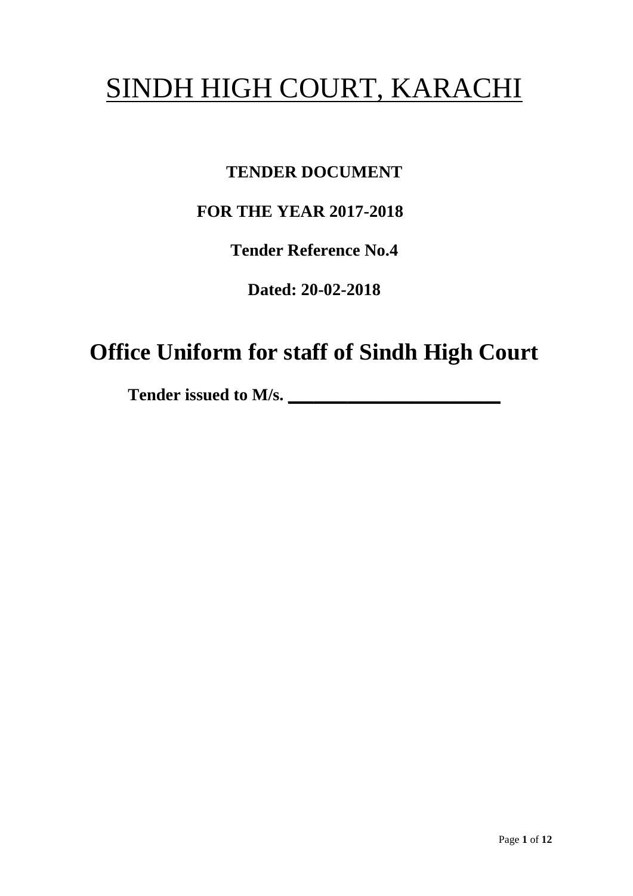# SINDH HIGH COURT, KARACHI

**TENDER DOCUMENT**

**FOR THE YEAR 2017-2018**

**Tender Reference No.4**

**Dated: 20-02-2018**

## Office Uniform for staff of Sindh High Court

**Tender issued to M/s. \_\_\_\_\_\_\_\_\_\_\_\_\_\_\_\_\_\_\_\_\_\_\_\_**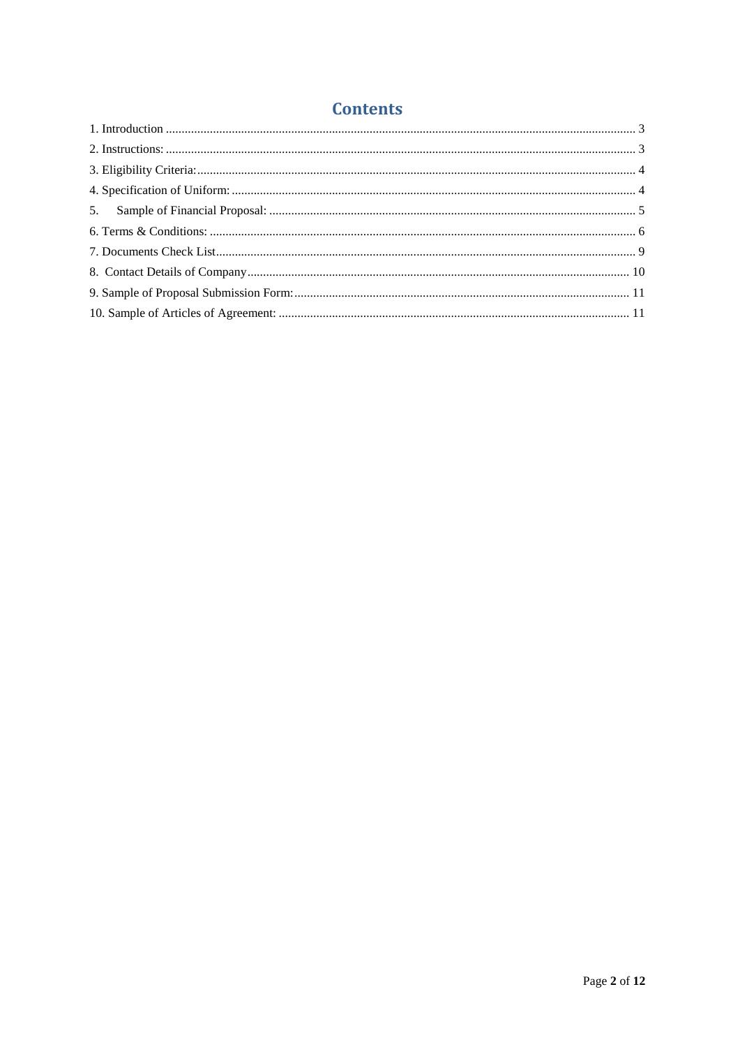# Contents

1. Introduction ..... 3
2. Instructions: ..... 3
3. Eligibility Criteria: ..... 4
4. Specification of Uniform: ..... 4
5. Sample of Financial Proposal: ..... 5
6. Terms & Conditions: ..... 6
7. Documents Check List ..... 9
8. Contact Details of Company ..... 10
9. Sample of Proposal Submission Form: ..... 11
10. Sample of Articles of Agreement: ..... 11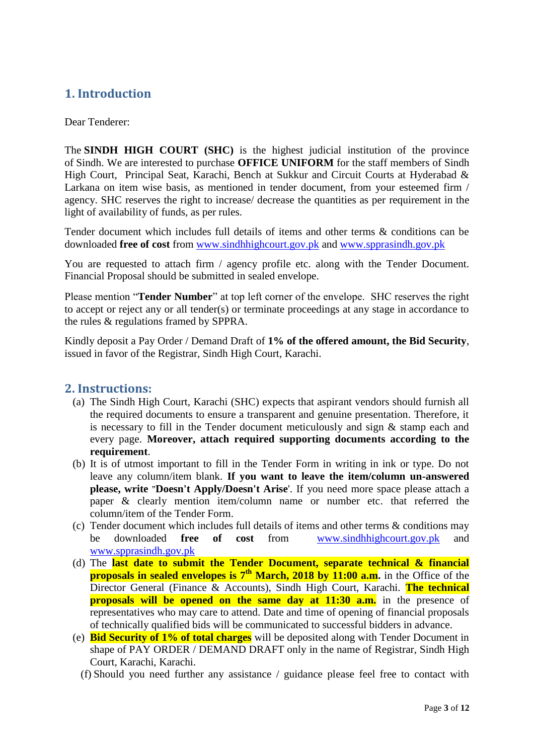## 1. Introduction

Dear Tenderer:

The **SINDH HIGH COURT (SHC)** is the highest judicial institution of the province of Sindh. We are interested to purchase **OFFICE UNIFORM** for the staff members of Sindh High Court, Principal Seat, Karachi, Bench at Sukkur and Circuit Courts at Hyderabad & Larkana on item wise basis, as mentioned in tender document, from your esteemed firm / agency. SHC reserves the right to increase/ decrease the quantities as per requirement in the light of availability of funds, as per rules.

Tender document which includes full details of items and other terms & conditions can be downloaded **free of cost** from www.sindhhighcourt.gov.pk and www.spprasindh.gov.pk

You are requested to attach firm / agency profile etc. along with the Tender Document. Financial Proposal should be submitted in sealed envelope.

Please mention "**Tender Number**" at top left corner of the envelope. SHC reserves the right to accept or reject any or all tender(s) or terminate proceedings at any stage in accordance to the rules & regulations framed by SPPRA.

Kindly deposit a Pay Order / Demand Draft of **1% of the offered amount, the Bid Security**, issued in favor of the Registrar, Sindh High Court, Karachi.

## 2. Instructions:

(a) The Sindh High Court, Karachi (SHC) expects that aspirant vendors should furnish all the required documents to ensure a transparent and genuine presentation. Therefore, it is necessary to fill in the Tender document meticulously and sign & stamp each and every page. **Moreover, attach required supporting documents according to the requirement**.

(b) It is of utmost important to fill in the Tender Form in writing in ink or type. Do not leave any column/item blank. **If you want to leave the item/column un-answered please, write "Doesn't Apply/Doesn't Arise**'. If you need more space please attach a paper & clearly mention item/column name or number etc. that referred the column/item of the Tender Form.

(c) Tender document which includes full details of items and other terms & conditions may be downloaded **free of cost** from www.sindhhighcourt.gov.pk and www.spprasindh.gov.pk

(d) The **last date to submit the Tender Document, separate technical & financial proposals in sealed envelopes is 7th March, 2018 by 11:00 a.m.** in the Office of the Director General (Finance & Accounts), Sindh High Court, Karachi. **The technical proposals will be opened on the same day at 11:30 a.m.** in the presence of representatives who may care to attend. Date and time of opening of financial proposals of technically qualified bids will be communicated to successful bidders in advance.

(e) **Bid Security of 1% of total charges** will be deposited along with Tender Document in shape of PAY ORDER / DEMAND DRAFT only in the name of Registrar, Sindh High Court, Karachi, Karachi.

(f) Should you need further any assistance / guidance please feel free to contact with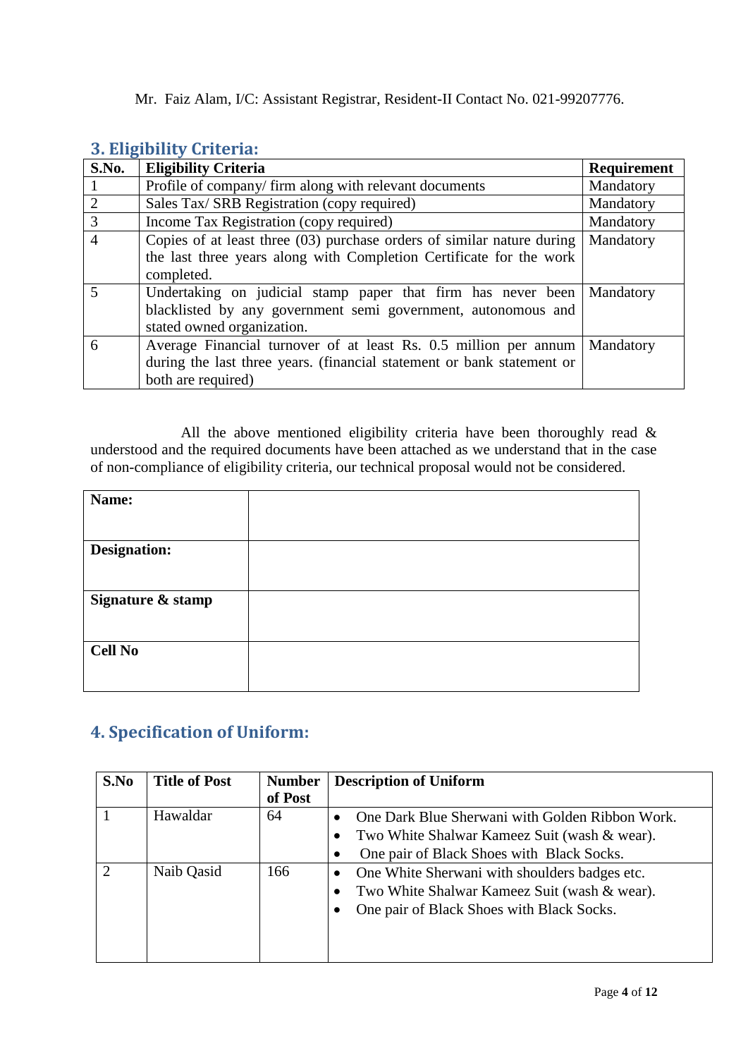Mr. Faiz Alam, I/C: Assistant Registrar, Resident-II Contact No. 021-99207776.

## 3. Eligibility Criteria:

| S.No. | Eligibility Criteria | Requirement |
|---|---|---|
| 1 | Profile of company/ firm along with relevant documents | Mandatory |
| 2 | Sales Tax/ SRB Registration (copy required) | Mandatory |
| 3 | Income Tax Registration (copy required) | Mandatory |
| 4 | Copies of at least three (03) purchase orders of similar nature during the last three years along with Completion Certificate for the work completed. | Mandatory |
| 5 | Undertaking on judicial stamp paper that firm has never been blacklisted by any government semi government, autonomous and stated owned organization. | Mandatory |
| 6 | Average Financial turnover of at least Rs. 0.5 million per annum during the last three years. (financial statement or bank statement or both are required) | Mandatory |

All the above mentioned eligibility criteria have been thoroughly read & understood and the required documents have been attached as we understand that in the case of non-compliance of eligibility criteria, our technical proposal would not be considered.

| | |
|---|---|
| **Name:** | |
| **Designation:** | |
| **Signature & stamp** | |
| **Cell No** | |

## 4. Specification of Uniform:

| S.No | Title of Post | Number of Post | Description of Uniform |
|---|---|---|---|
| 1 | Hawaldar | 64 | • One Dark Blue Sherwani with Golden Ribbon Work.<br>• Two White Shalwar Kameez Suit (wash & wear).<br>• One pair of Black Shoes with Black Socks. |
| 2 | Naib Qasid | 166 | • One White Sherwani with shoulders badges etc.<br>• Two White Shalwar Kameez Suit (wash & wear).<br>• One pair of Black Shoes with Black Socks. |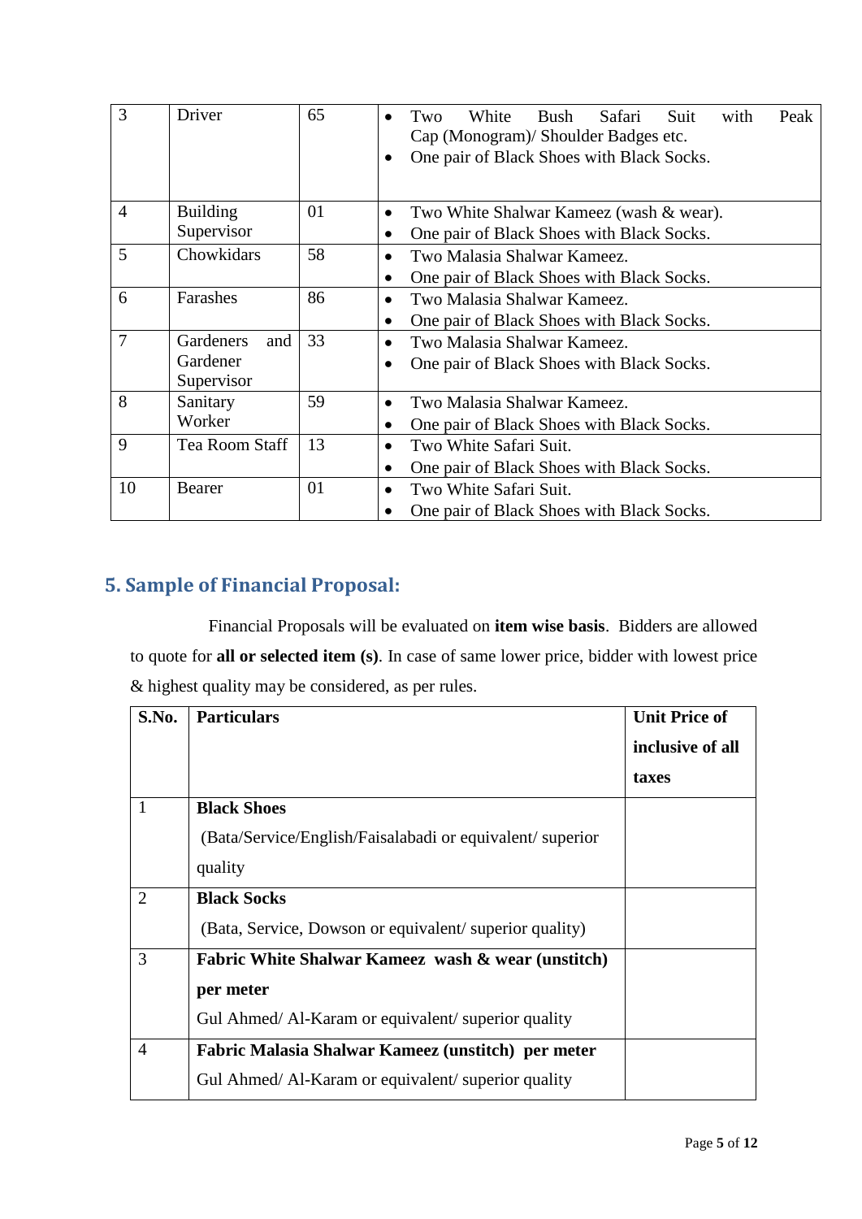| 3 | Driver | 65 | • Two White Bush Safari Suit with Peak Cap (Monogram)/ Shoulder Badges etc.<br>• One pair of Black Shoes with Black Socks. |
|---|---|---|---|
| 4 | Building Supervisor | 01 | • Two White Shalwar Kameez (wash & wear).<br>• One pair of Black Shoes with Black Socks. |
| 5 | Chowkidars | 58 | • Two Malasia Shalwar Kameez.<br>• One pair of Black Shoes with Black Socks. |
| 6 | Farashes | 86 | • Two Malasia Shalwar Kameez.<br>• One pair of Black Shoes with Black Socks. |
| 7 | Gardeners and Gardener Supervisor | 33 | • Two Malasia Shalwar Kameez.<br>• One pair of Black Shoes with Black Socks. |
| 8 | Sanitary Worker | 59 | • Two Malasia Shalwar Kameez.<br>• One pair of Black Shoes with Black Socks. |
| 9 | Tea Room Staff | 13 | • Two White Safari Suit.<br>• One pair of Black Shoes with Black Socks. |
| 10 | Bearer | 01 | • Two White Safari Suit.<br>• One pair of Black Shoes with Black Socks. |

## 5. Sample of Financial Proposal:

Financial Proposals will be evaluated on **item wise basis**. Bidders are allowed to quote for **all or selected item (s)**. In case of same lower price, bidder with lowest price & highest quality may be considered, as per rules.

| S.No. | Particulars | Unit Price of inclusive of all taxes |
|---|---|---|
| 1 | **Black Shoes**<br>(Bata/Service/English/Faisalabadi or equivalent/ superior quality | |
| 2 | **Black Socks**<br>(Bata, Service, Dowson or equivalent/ superior quality) | |
| 3 | **Fabric White Shalwar Kameez wash & wear (unstitch) per meter**<br>Gul Ahmed/ Al-Karam or equivalent/ superior quality | |
| 4 | **Fabric Malasia Shalwar Kameez (unstitch) per meter**<br>Gul Ahmed/ Al-Karam or equivalent/ superior quality | |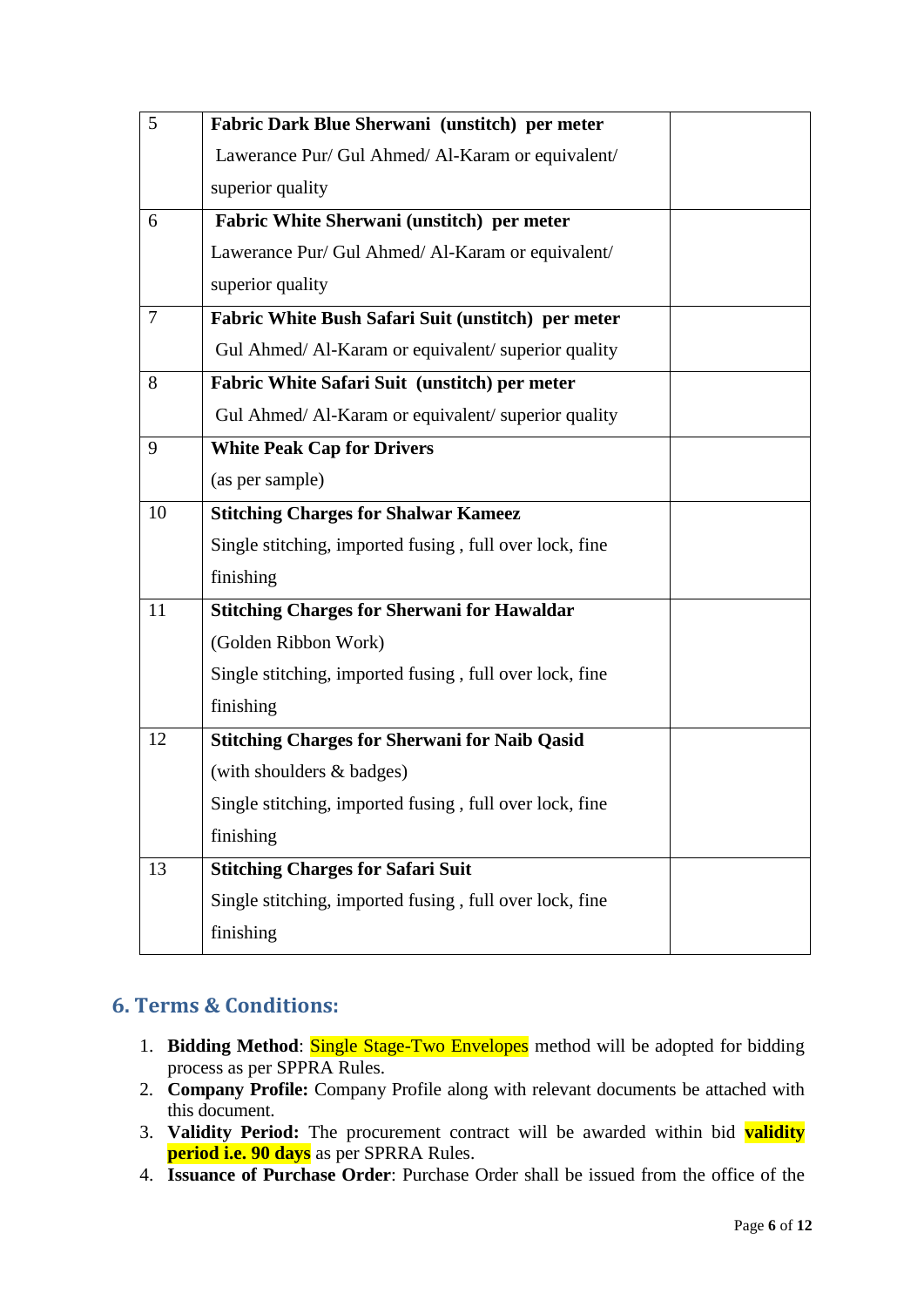| | | |
|---|---|---|
| 5 | **Fabric Dark Blue Sherwani (unstitch) per meter**<br>Lawerance Pur/ Gul Ahmed/ Al-Karam or equivalent/ superior quality | |
| 6 | **Fabric White Sherwani (unstitch) per meter**<br>Lawerance Pur/ Gul Ahmed/ Al-Karam or equivalent/ superior quality | |
| 7 | **Fabric White Bush Safari Suit (unstitch) per meter**<br>Gul Ahmed/ Al-Karam or equivalent/ superior quality | |
| 8 | **Fabric White Safari Suit (unstitch) per meter**<br>Gul Ahmed/ Al-Karam or equivalent/ superior quality | |
| 9 | **White Peak Cap for Drivers**<br>(as per sample) | |
| 10 | **Stitching Charges for Shalwar Kameez**<br>Single stitching, imported fusing , full over lock, fine finishing | |
| 11 | **Stitching Charges for Sherwani for Hawaldar**<br>(Golden Ribbon Work)<br>Single stitching, imported fusing , full over lock, fine finishing | |
| 12 | **Stitching Charges for Sherwani for Naib Qasid**<br>(with shoulders & badges)<br>Single stitching, imported fusing , full over lock, fine finishing | |
| 13 | **Stitching Charges for Safari Suit**<br>Single stitching, imported fusing , full over lock, fine finishing | |

## 6. Terms & Conditions:

1. **Bidding Method**: Single Stage-Two Envelopes method will be adopted for bidding process as per SPPRA Rules.
2. **Company Profile:** Company Profile along with relevant documents be attached with this document.
3. **Validity Period:** The procurement contract will be awarded within bid **validity period i.e. 90 days** as per SPRRA Rules.
4. **Issuance of Purchase Order**: Purchase Order shall be issued from the office of the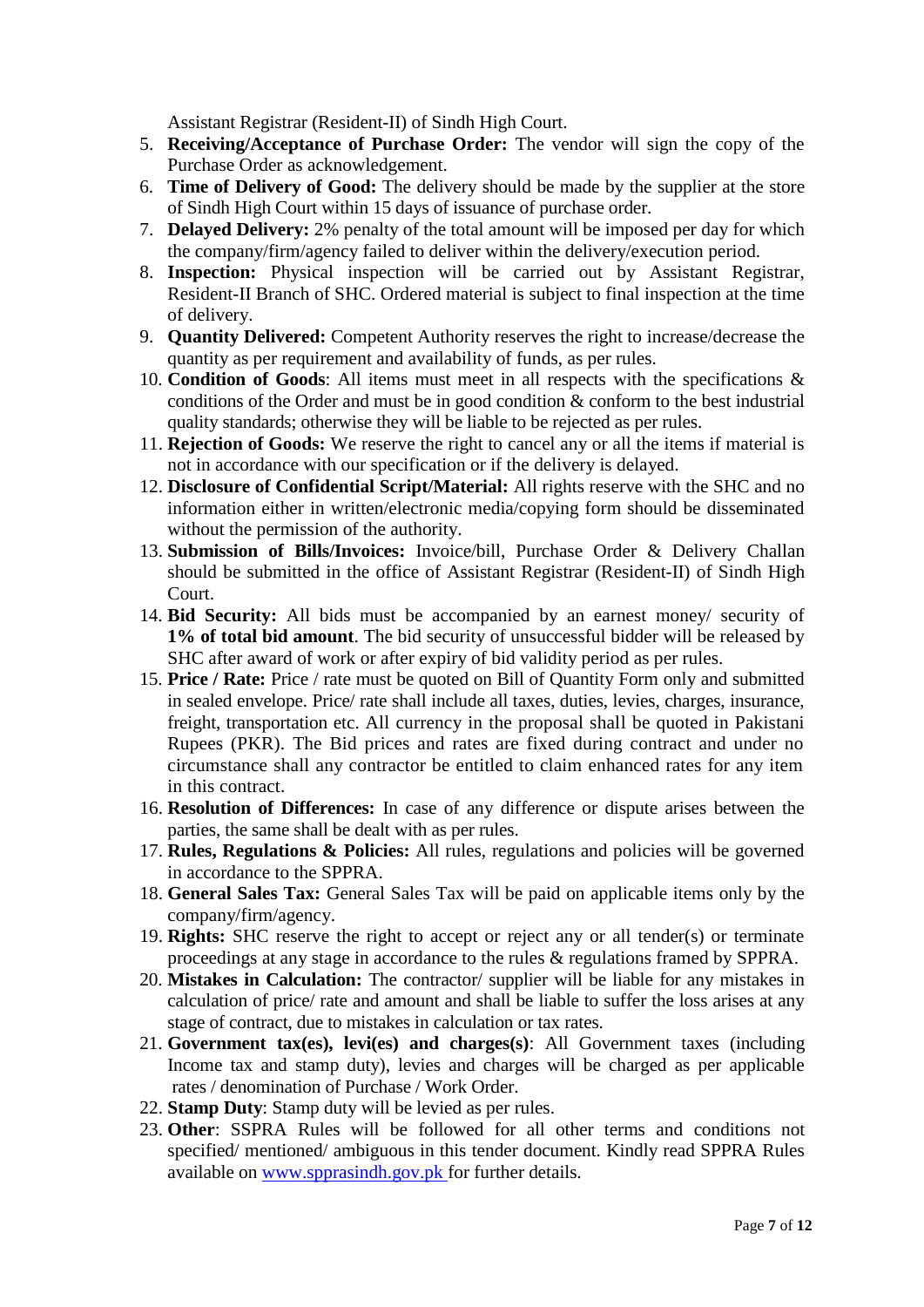Assistant Registrar (Resident-II) of Sindh High Court.

5. **Receiving/Acceptance of Purchase Order:** The vendor will sign the copy of the Purchase Order as acknowledgement.
6. **Time of Delivery of Good:** The delivery should be made by the supplier at the store of Sindh High Court within 15 days of issuance of purchase order.
7. **Delayed Delivery:** 2% penalty of the total amount will be imposed per day for which the company/firm/agency failed to deliver within the delivery/execution period.
8. **Inspection:** Physical inspection will be carried out by Assistant Registrar, Resident-II Branch of SHC. Ordered material is subject to final inspection at the time of delivery.
9. **Quantity Delivered:** Competent Authority reserves the right to increase/decrease the quantity as per requirement and availability of funds, as per rules.
10. **Condition of Goods**: All items must meet in all respects with the specifications & conditions of the Order and must be in good condition & conform to the best industrial quality standards; otherwise they will be liable to be rejected as per rules.
11. **Rejection of Goods:** We reserve the right to cancel any or all the items if material is not in accordance with our specification or if the delivery is delayed.
12. **Disclosure of Confidential Script/Material:** All rights reserve with the SHC and no information either in written/electronic media/copying form should be disseminated without the permission of the authority.
13. **Submission of Bills/Invoices:** Invoice/bill, Purchase Order & Delivery Challan should be submitted in the office of Assistant Registrar (Resident-II) of Sindh High Court.
14. **Bid Security:** All bids must be accompanied by an earnest money/ security of **1% of total bid amount**. The bid security of unsuccessful bidder will be released by SHC after award of work or after expiry of bid validity period as per rules.
15. **Price / Rate:** Price / rate must be quoted on Bill of Quantity Form only and submitted in sealed envelope. Price/ rate shall include all taxes, duties, levies, charges, insurance, freight, transportation etc. All currency in the proposal shall be quoted in Pakistani Rupees (PKR). The Bid prices and rates are fixed during contract and under no circumstance shall any contractor be entitled to claim enhanced rates for any item in this contract.
16. **Resolution of Differences:** In case of any difference or dispute arises between the parties, the same shall be dealt with as per rules.
17. **Rules, Regulations & Policies:** All rules, regulations and policies will be governed in accordance to the SPPRA.
18. **General Sales Tax:** General Sales Tax will be paid on applicable items only by the company/firm/agency.
19. **Rights:** SHC reserve the right to accept or reject any or all tender(s) or terminate proceedings at any stage in accordance to the rules & regulations framed by SPPRA.
20. **Mistakes in Calculation:** The contractor/ supplier will be liable for any mistakes in calculation of price/ rate and amount and shall be liable to suffer the loss arises at any stage of contract, due to mistakes in calculation or tax rates.
21. **Government tax(es), levi(es) and charges(s)**: All Government taxes (including Income tax and stamp duty), levies and charges will be charged as per applicable rates / denomination of Purchase / Work Order.
22. **Stamp Duty**: Stamp duty will be levied as per rules.
23. **Other**: SSPRA Rules will be followed for all other terms and conditions not specified/ mentioned/ ambiguous in this tender document. Kindly read SPPRA Rules available on www.spprasindh.gov.pk for further details.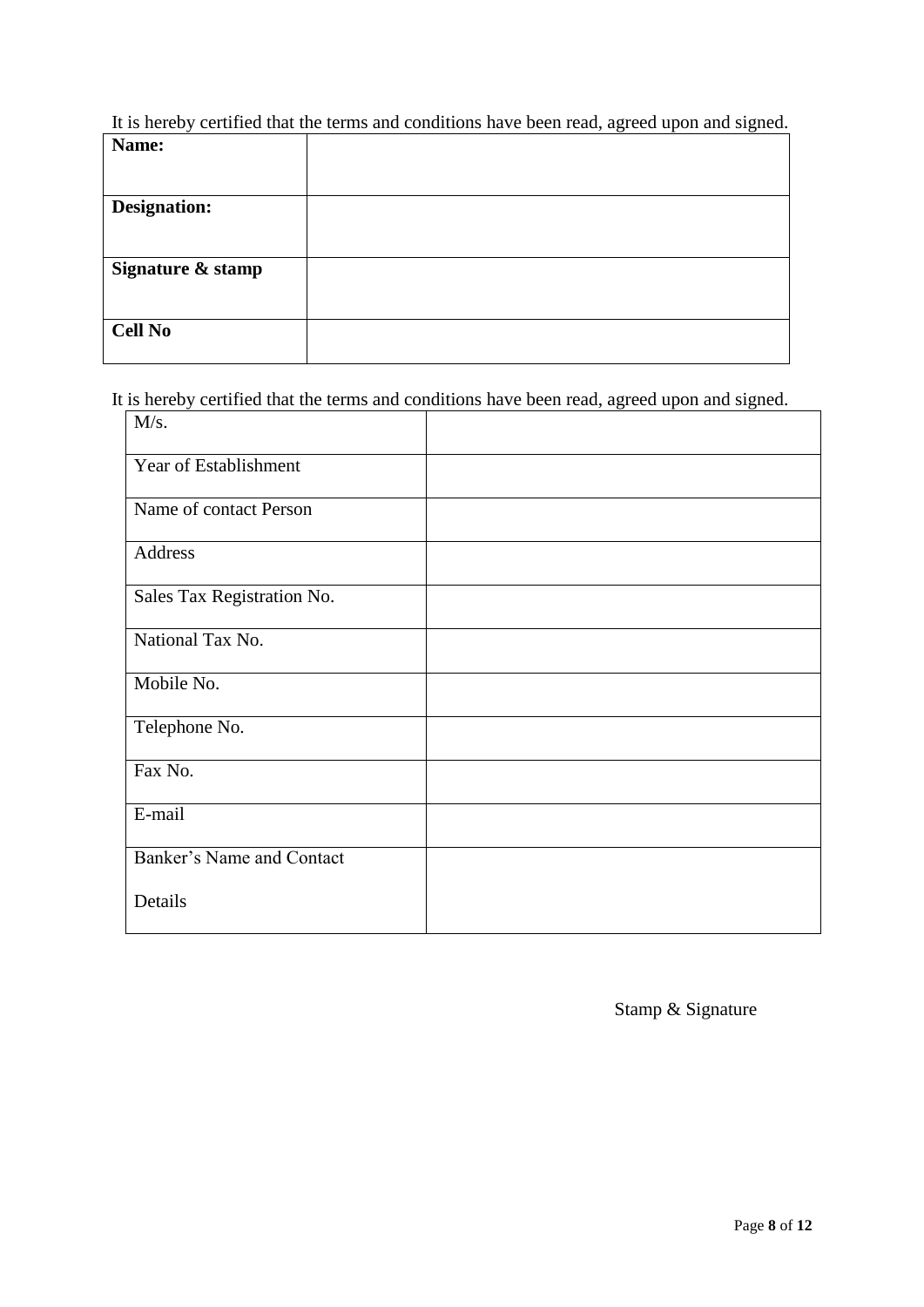It is hereby certified that the terms and conditions have been read, agreed upon and signed.

| **Name:** | |
|---|---|
| **Designation:** | |
| **Signature & stamp** | |
| **Cell No** | |

It is hereby certified that the terms and conditions have been read, agreed upon and signed.

| M/s. | |
|---|---|
| Year of Establishment | |
| Name of contact Person | |
| Address | |
| Sales Tax Registration No. | |
| National Tax No. | |
| Mobile No. | |
| Telephone No. | |
| Fax No. | |
| E-mail | |
| Banker's Name and Contact Details | |

Stamp & Signature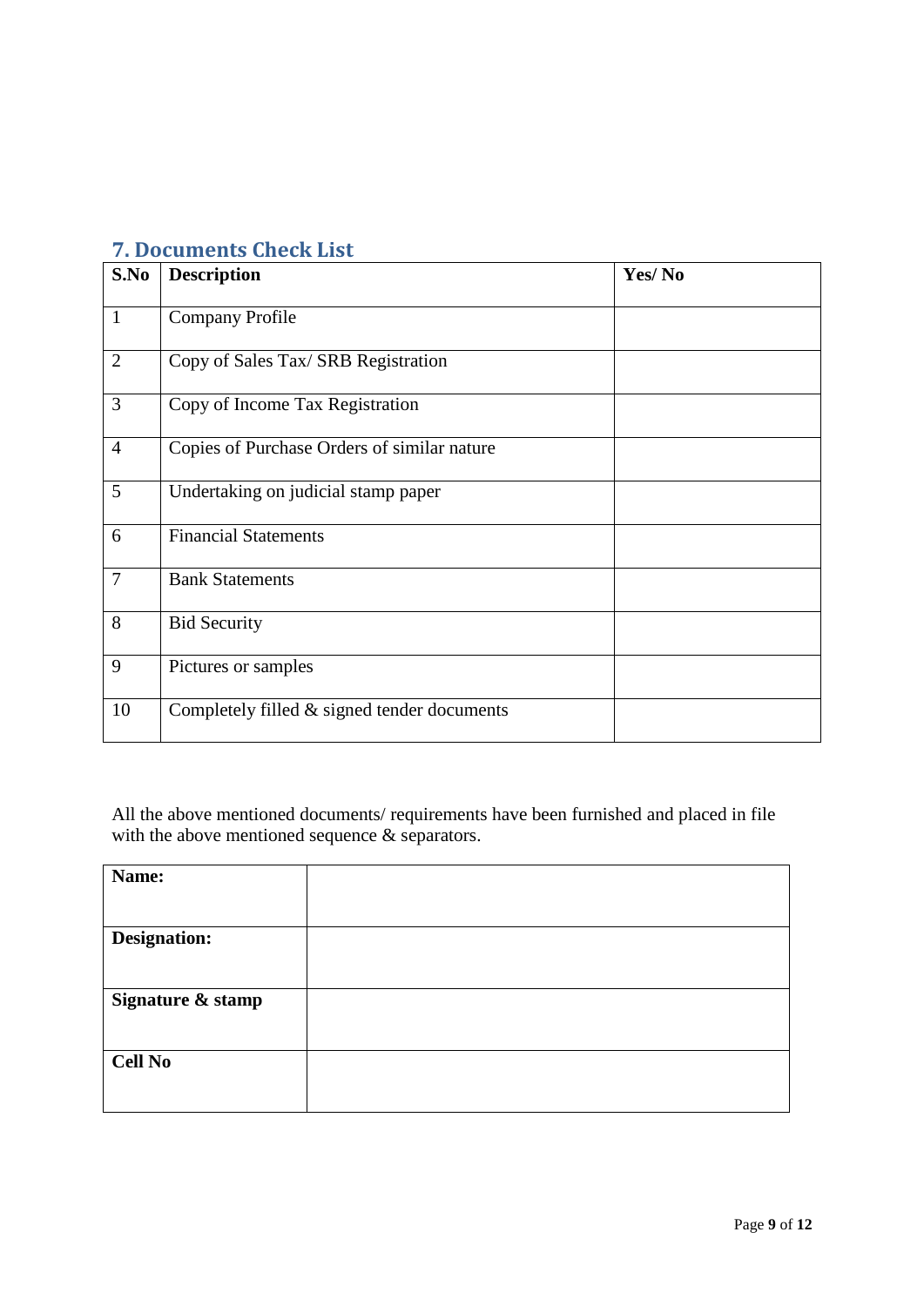## 7. Documents Check List

| S.No | Description | Yes/ No |
|---|---|---|
| 1 | Company Profile | |
| 2 | Copy of Sales Tax/ SRB Registration | |
| 3 | Copy of Income Tax Registration | |
| 4 | Copies of Purchase Orders of similar nature | |
| 5 | Undertaking on judicial stamp paper | |
| 6 | Financial Statements | |
| 7 | Bank Statements | |
| 8 | Bid Security | |
| 9 | Pictures or samples | |
| 10 | Completely filled & signed tender documents | |

All the above mentioned documents/ requirements have been furnished and placed in file with the above mentioned sequence & separators.

| | |
|---|---|
| **Name:** | |
| **Designation:** | |
| **Signature & stamp** | |
| **Cell No** | |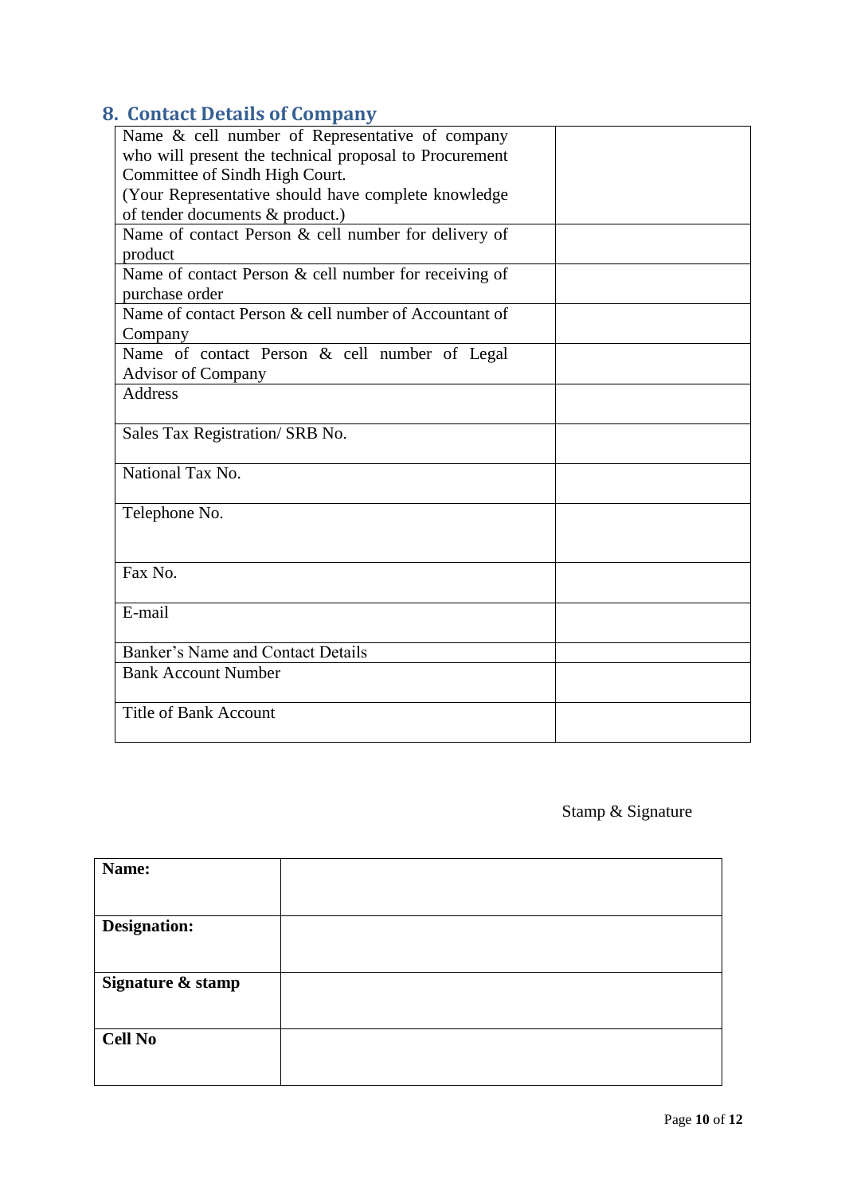## 8. Contact Details of Company

| | |
|---|---|
| Name & cell number of Representative of company who will present the technical proposal to Procurement Committee of Sindh High Court.<br>(Your Representative should have complete knowledge of tender documents & product.) | |
| Name of contact Person & cell number for delivery of product | |
| Name of contact Person & cell number for receiving of purchase order | |
| Name of contact Person & cell number of Accountant of Company | |
| Name of contact Person & cell number of Legal Advisor of Company | |
| Address | |
| Sales Tax Registration/ SRB No. | |
| National Tax No. | |
| Telephone No. | |
| Fax No. | |
| E-mail | |
| Banker's Name and Contact Details | |
| Bank Account Number | |
| Title of Bank Account | |

Stamp & Signature

| | |
|---|---|
| **Name:** | |
| **Designation:** | |
| **Signature & stamp** | |
| **Cell No** | |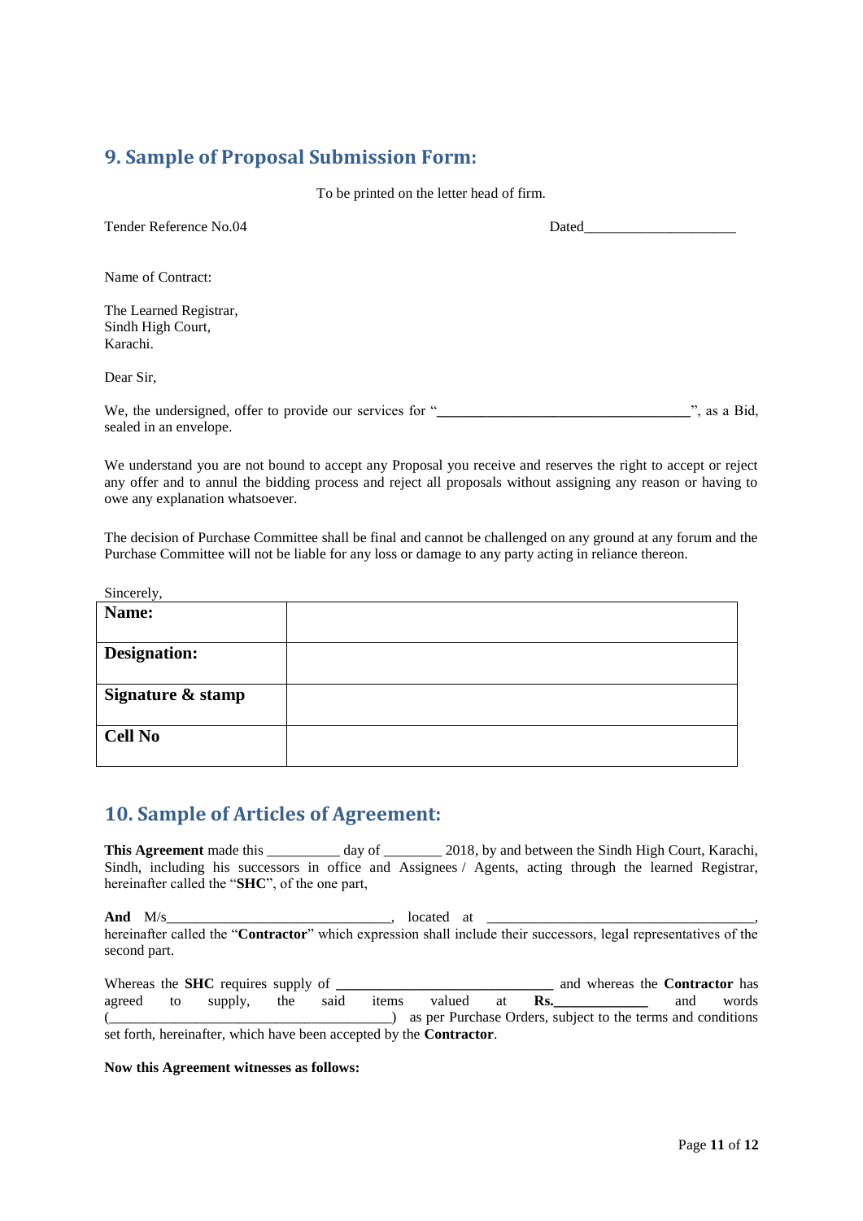## 9. Sample of Proposal Submission Form:

To be printed on the letter head of firm.

Tender Reference No.04 Dated____________________

Name of Contract:

The Learned Registrar,
Sindh High Court,
Karachi.

Dear Sir,

We, the undersigned, offer to provide our services for "**___________________________________**", as a Bid, sealed in an envelope.

We understand you are not bound to accept any Proposal you receive and reserves the right to accept or reject any offer and to annul the bidding process and reject all proposals without assigning any reason or having to owe any explanation whatsoever.

The decision of Purchase Committee shall be final and cannot be challenged on any ground at any forum and the Purchase Committee will not be liable for any loss or damage to any party acting in reliance thereon.

Sincerely,

| **Name:** | |
|---|---|
| **Designation:** | |
| **Signature & stamp** | |
| **Cell No** | |

## 10. Sample of Articles of Agreement:

**This Agreement** made this __________ day of ________ 2018, by and between the Sindh High Court, Karachi, Sindh, including his successors in office and Assignees / Agents, acting through the learned Registrar, hereinafter called the "**SHC**", of the one part,

**And** M/s______________________________, located at _____________________________________, hereinafter called the "**Contractor**" which expression shall include their successors, legal representatives of the second part.

Whereas the **SHC** requires supply of **______________________________** and whereas the **Contractor** has agreed to supply, the said items valued at **Rs.____________** and words (_______________________________________) as per Purchase Orders, subject to the terms and conditions set forth, hereinafter, which have been accepted by the **Contractor**.

**Now this Agreement witnesses as follows:**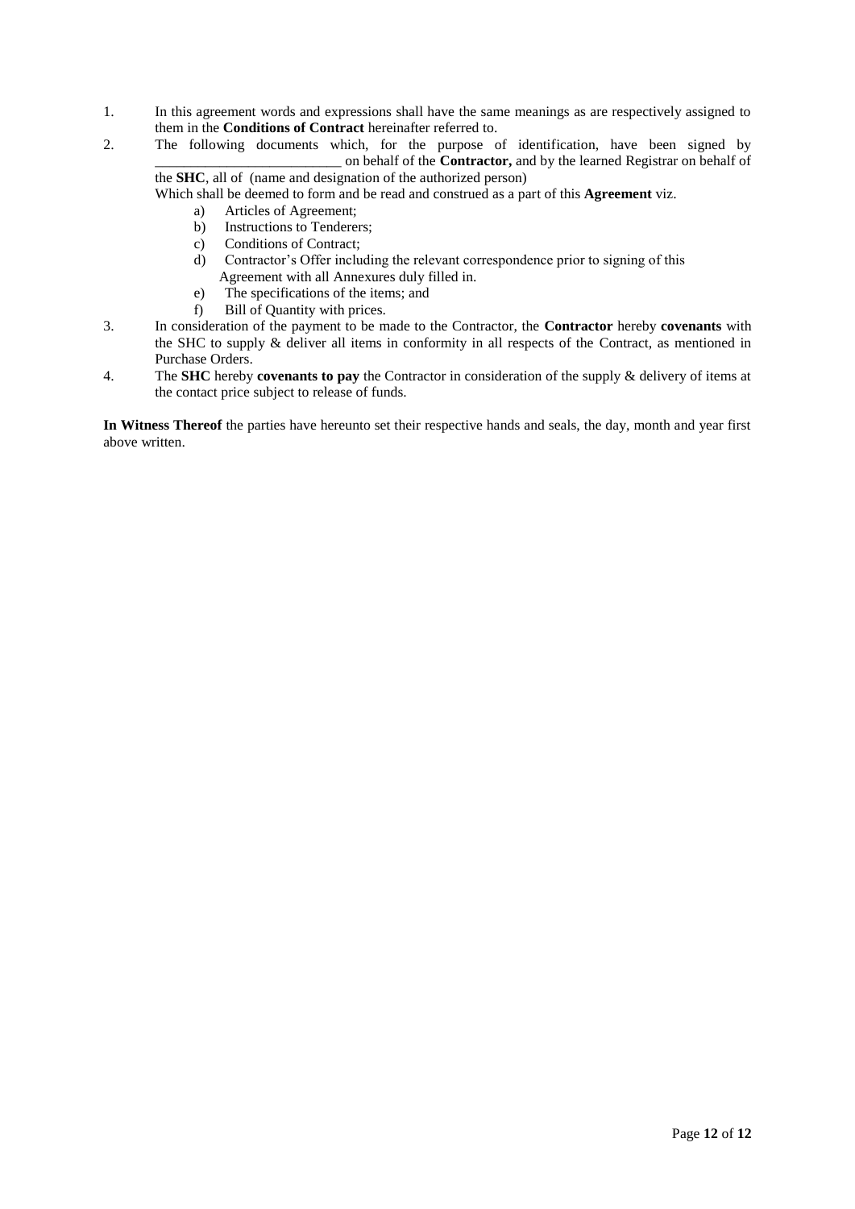1. In this agreement words and expressions shall have the same meanings as are respectively assigned to them in the **Conditions of Contract** hereinafter referred to.
2. The following documents which, for the purpose of identification, have been signed by _________________________ on behalf of the **Contractor,** and by the learned Registrar on behalf of the **SHC**, all of (name and designation of the authorized person)

   Which shall be deemed to form and be read and construed as a part of this **Agreement** viz.
   - a) Articles of Agreement;
   - b) Instructions to Tenderers;
   - c) Conditions of Contract;
   - d) Contractor's Offer including the relevant correspondence prior to signing of this Agreement with all Annexures duly filled in.
   - e) The specifications of the items; and
   - f) Bill of Quantity with prices.
3. In consideration of the payment to be made to the Contractor, the **Contractor** hereby **covenants** with the SHC to supply & deliver all items in conformity in all respects of the Contract, as mentioned in Purchase Orders.
4. The **SHC** hereby **covenants to pay** the Contractor in consideration of the supply & delivery of items at the contact price subject to release of funds.

**In Witness Thereof** the parties have hereunto set their respective hands and seals, the day, month and year first above written.